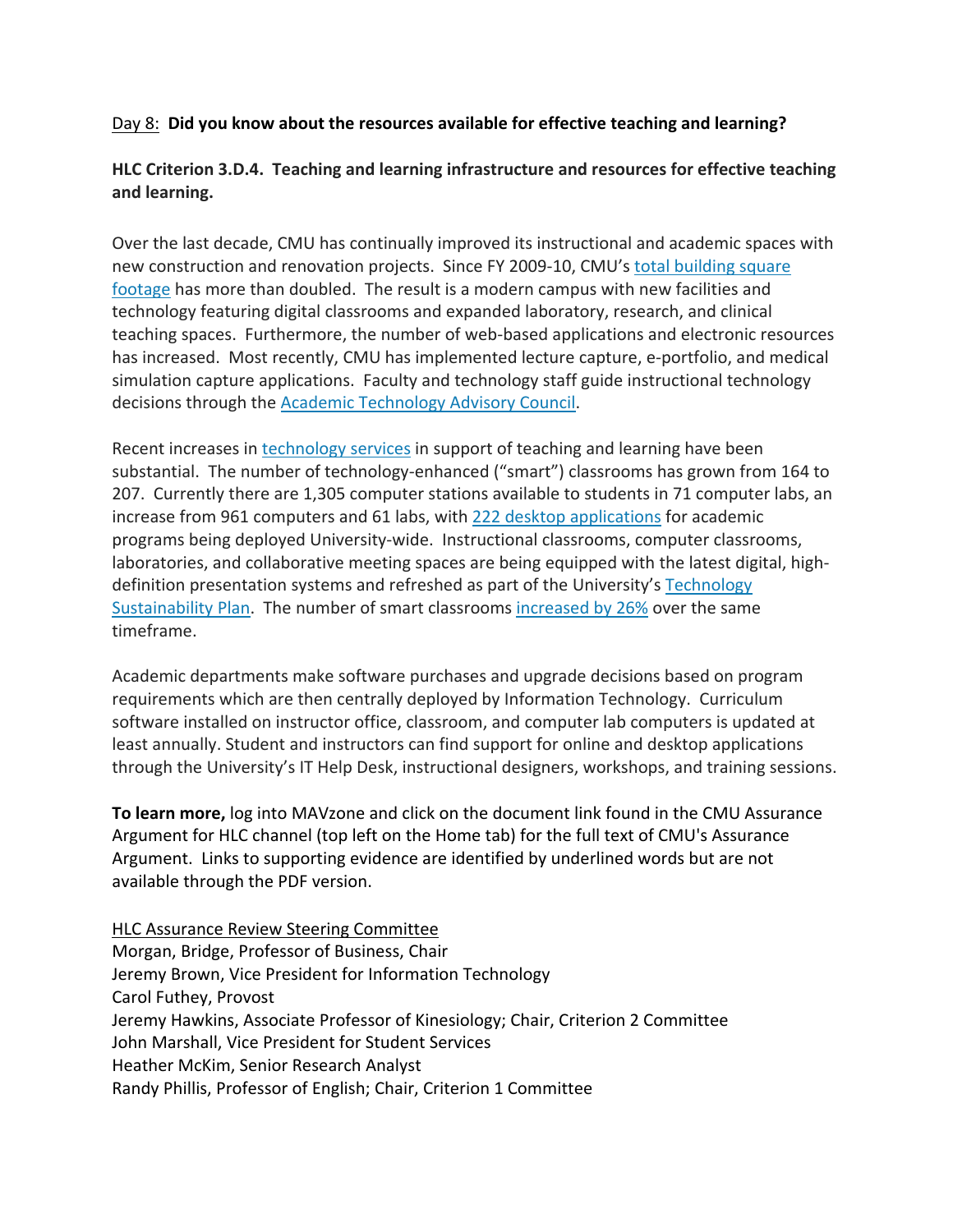Day 8: **Did you know about the resources available for effective teaching and learning?**

**HLC Criterion 3.D.4. Teaching and learning infrastructure and resources for effective teaching and learning.**

Over the last decade, CMU has continually improved its instructional and academic spaces with new construction and renovation projects. Since FY 2009-10, CMU's total building square footage has more than doubled. The result is a modern campus with new facilities and technology featuring digital classrooms and expanded laboratory, research, and clinical teaching spaces. Furthermore, the number of web-based applications and electronic resources has increased. Most recently, CMU has implemented lecture capture, e-portfolio, and medical simulation capture applications. Faculty and technology staff guide instructional technology decisions through the Academic Technology Advisory Council.

Recent increases in technology services in support of teaching and learning have been substantial. The number of technology-enhanced ("smart") classrooms has grown from 164 to 207. Currently there are 1,305 computer stations available to students in 71 computer labs, an increase from 961 computers and 61 labs, with 222 desktop applications for academic programs being deployed University-wide. Instructional classrooms, computer classrooms, laboratories, and collaborative meeting spaces are being equipped with the latest digital, high-definition presentation systems and refreshed as part of the University's Technology Sustainability Plan. The number of smart classrooms increased by 26% over the same timeframe.

Academic departments make software purchases and upgrade decisions based on program requirements which are then centrally deployed by Information Technology. Curriculum software installed on instructor office, classroom, and computer lab computers is updated at least annually. Student and instructors can find support for online and desktop applications through the University's IT Help Desk, instructional designers, workshops, and training sessions.

**To learn more,** log into MAVzone and click on the document link found in the CMU Assurance Argument for HLC channel (top left on the Home tab) for the full text of CMU's Assurance Argument. Links to supporting evidence are identified by underlined words but are not available through the PDF version.

HLC Assurance Review Steering Committee
Morgan, Bridge, Professor of Business, Chair
Jeremy Brown, Vice President for Information Technology
Carol Futhey, Provost
Jeremy Hawkins, Associate Professor of Kinesiology; Chair, Criterion 2 Committee
John Marshall, Vice President for Student Services
Heather McKim, Senior Research Analyst
Randy Phillis, Professor of English; Chair, Criterion 1 Committee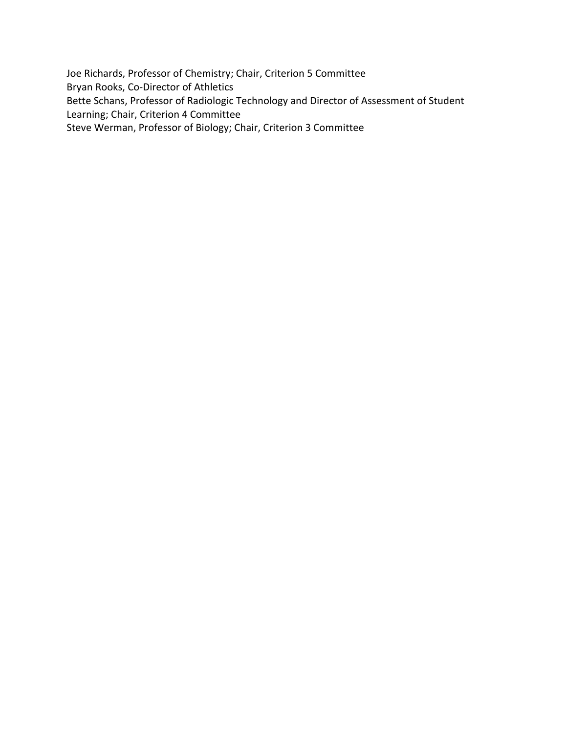Joe Richards, Professor of Chemistry; Chair, Criterion 5 Committee
Bryan Rooks, Co-Director of Athletics
Bette Schans, Professor of Radiologic Technology and Director of Assessment of Student Learning; Chair, Criterion 4 Committee
Steve Werman, Professor of Biology; Chair, Criterion 3 Committee